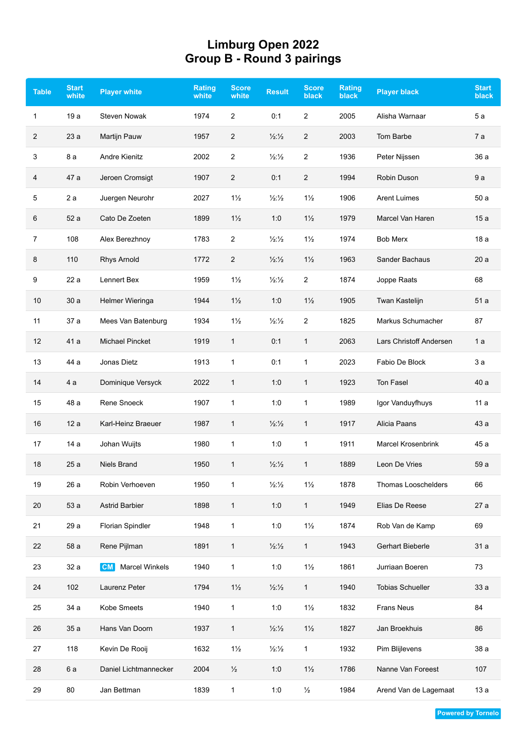# Limburg Open 2022
## Group B - Round 3 pairings

| Table | Start white | Player white | Rating white | Score white | Result | Score black | Rating black | Player black | Start black |
|---|---|---|---|---|---|---|---|---|---|
| 1 | 19 a | Steven Nowak | 1974 | 2 | 0:1 | 2 | 2005 | Alisha Warnaar | 5 a |
| 2 | 23 a | Martijn Pauw | 1957 | 2 | ½:½ | 2 | 2003 | Tom Barbe | 7 a |
| 3 | 8 a | Andre Kienitz | 2002 | 2 | ½:½ | 2 | 1936 | Peter Nijssen | 36 a |
| 4 | 47 a | Jeroen Cromsigt | 1907 | 2 | 0:1 | 2 | 1994 | Robin Duson | 9 a |
| 5 | 2 a | Juergen Neurohr | 2027 | 1½ | ½:½ | 1½ | 1906 | Arent Luimes | 50 a |
| 6 | 52 a | Cato De Zoeten | 1899 | 1½ | 1:0 | 1½ | 1979 | Marcel Van Haren | 15 a |
| 7 | 108 | Alex Berezhnoy | 1783 | 2 | ½:½ | 1½ | 1974 | Bob Merx | 18 a |
| 8 | 110 | Rhys Arnold | 1772 | 2 | ½:½ | 1½ | 1963 | Sander Bachaus | 20 a |
| 9 | 22 a | Lennert Bex | 1959 | 1½ | ½:½ | 2 | 1874 | Joppe Raats | 68 |
| 10 | 30 a | Helmer Wieringa | 1944 | 1½ | 1:0 | 1½ | 1905 | Twan Kastelijn | 51 a |
| 11 | 37 a | Mees Van Batenburg | 1934 | 1½ | ½:½ | 2 | 1825 | Markus Schumacher | 87 |
| 12 | 41 a | Michael Pincket | 1919 | 1 | 0:1 | 1 | 2063 | Lars Christoff Andersen | 1 a |
| 13 | 44 a | Jonas Dietz | 1913 | 1 | 0:1 | 1 | 2023 | Fabio De Block | 3 a |
| 14 | 4 a | Dominique Versyck | 2022 | 1 | 1:0 | 1 | 1923 | Ton Fasel | 40 a |
| 15 | 48 a | Rene Snoeck | 1907 | 1 | 1:0 | 1 | 1989 | Igor Vanduyfhuys | 11 a |
| 16 | 12 a | Karl-Heinz Braeuer | 1987 | 1 | ½:½ | 1 | 1917 | Alicia Paans | 43 a |
| 17 | 14 a | Johan Wuijts | 1980 | 1 | 1:0 | 1 | 1911 | Marcel Krosenbrink | 45 a |
| 18 | 25 a | Niels Brand | 1950 | 1 | ½:½ | 1 | 1889 | Leon De Vries | 59 a |
| 19 | 26 a | Robin Verhoeven | 1950 | 1 | ½:½ | 1½ | 1878 | Thomas Looschelders | 66 |
| 20 | 53 a | Astrid Barbier | 1898 | 1 | 1:0 | 1 | 1949 | Elias De Reese | 27 a |
| 21 | 29 a | Florian Spindler | 1948 | 1 | 1:0 | 1½ | 1874 | Rob Van de Kamp | 69 |
| 22 | 58 a | Rene Pijlman | 1891 | 1 | ½:½ | 1 | 1943 | Gerhart Bieberle | 31 a |
| 23 | 32 a | CM Marcel Winkels | 1940 | 1 | 1:0 | 1½ | 1861 | Jurriaan Boeren | 73 |
| 24 | 102 | Laurenz Peter | 1794 | 1½ | ½:½ | 1 | 1940 | Tobias Schueller | 33 a |
| 25 | 34 a | Kobe Smeets | 1940 | 1 | 1:0 | 1½ | 1832 | Frans Neus | 84 |
| 26 | 35 a | Hans Van Doorn | 1937 | 1 | ½:½ | 1½ | 1827 | Jan Broekhuis | 86 |
| 27 | 118 | Kevin De Rooij | 1632 | 1½ | ½:½ | 1 | 1932 | Pim Blijlevens | 38 a |
| 28 | 6 a | Daniel Lichtmannecker | 2004 | ½ | 1:0 | 1½ | 1786 | Nanne Van Foreest | 107 |
| 29 | 80 | Jan Bettman | 1839 | 1 | 1:0 | ½ | 1984 | Arend Van de Lagemaat | 13 a |

Powered by Tornelo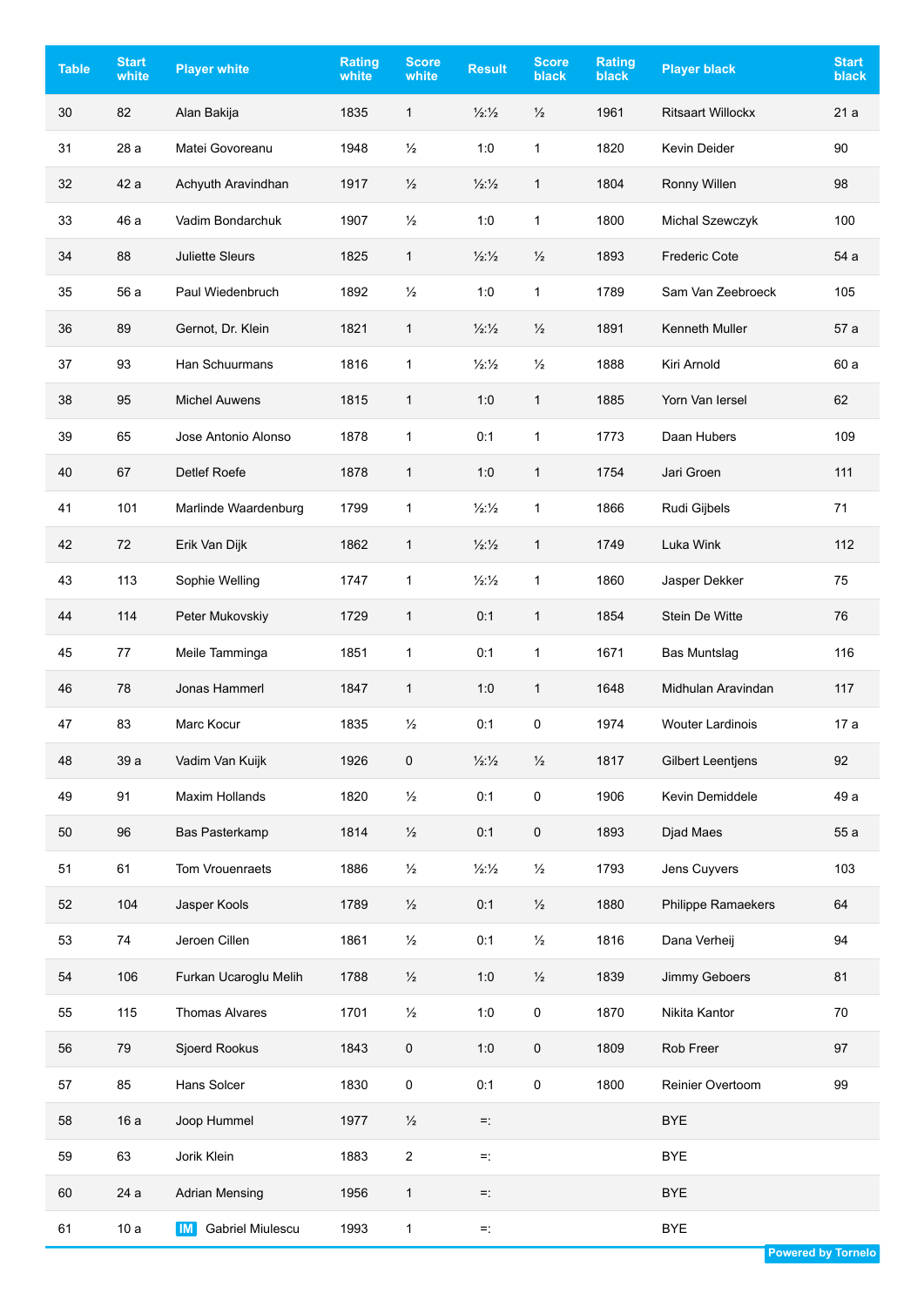| Table | Start white | Player white | Rating white | Score white | Result | Score black | Rating black | Player black | Start black |
|---|---|---|---|---|---|---|---|---|---|
| 30 | 82 | Alan Bakija | 1835 | 1 | ½:½ | ½ | 1961 | Ritsaart Willockx | 21 a |
| 31 | 28 a | Matei Govoreanu | 1948 | ½ | 1:0 | 1 | 1820 | Kevin Deider | 90 |
| 32 | 42 a | Achyuth Aravindhan | 1917 | ½ | ½:½ | 1 | 1804 | Ronny Willen | 98 |
| 33 | 46 a | Vadim Bondarchuk | 1907 | ½ | 1:0 | 1 | 1800 | Michal Szewczyk | 100 |
| 34 | 88 | Juliette Sleurs | 1825 | 1 | ½:½ | ½ | 1893 | Frederic Cote | 54 a |
| 35 | 56 a | Paul Wiedenbruch | 1892 | ½ | 1:0 | 1 | 1789 | Sam Van Zeebroeck | 105 |
| 36 | 89 | Gernot, Dr. Klein | 1821 | 1 | ½:½ | ½ | 1891 | Kenneth Muller | 57 a |
| 37 | 93 | Han Schuurmans | 1816 | 1 | ½:½ | ½ | 1888 | Kiri Arnold | 60 a |
| 38 | 95 | Michel Auwens | 1815 | 1 | 1:0 | 1 | 1885 | Yorn Van Iersel | 62 |
| 39 | 65 | Jose Antonio Alonso | 1878 | 1 | 0:1 | 1 | 1773 | Daan Hubers | 109 |
| 40 | 67 | Detlef Roefe | 1878 | 1 | 1:0 | 1 | 1754 | Jari Groen | 111 |
| 41 | 101 | Marlinde Waardenburg | 1799 | 1 | ½:½ | 1 | 1866 | Rudi Gijbels | 71 |
| 42 | 72 | Erik Van Dijk | 1862 | 1 | ½:½ | 1 | 1749 | Luka Wink | 112 |
| 43 | 113 | Sophie Welling | 1747 | 1 | ½:½ | 1 | 1860 | Jasper Dekker | 75 |
| 44 | 114 | Peter Mukovskiy | 1729 | 1 | 0:1 | 1 | 1854 | Stein De Witte | 76 |
| 45 | 77 | Meile Tamminga | 1851 | 1 | 0:1 | 1 | 1671 | Bas Muntslag | 116 |
| 46 | 78 | Jonas Hammerl | 1847 | 1 | 1:0 | 1 | 1648 | Midhulan Aravindan | 117 |
| 47 | 83 | Marc Kocur | 1835 | ½ | 0:1 | 0 | 1974 | Wouter Lardinois | 17 a |
| 48 | 39 a | Vadim Van Kuijk | 1926 | 0 | ½:½ | ½ | 1817 | Gilbert Leentjens | 92 |
| 49 | 91 | Maxim Hollands | 1820 | ½ | 0:1 | 0 | 1906 | Kevin Demiddele | 49 a |
| 50 | 96 | Bas Pasterkamp | 1814 | ½ | 0:1 | 0 | 1893 | Djad Maes | 55 a |
| 51 | 61 | Tom Vrouenraets | 1886 | ½ | ½:½ | ½ | 1793 | Jens Cuyvers | 103 |
| 52 | 104 | Jasper Kools | 1789 | ½ | 0:1 | ½ | 1880 | Philippe Ramaekers | 64 |
| 53 | 74 | Jeroen Cillen | 1861 | ½ | 0:1 | ½ | 1816 | Dana Verheij | 94 |
| 54 | 106 | Furkan Ucaroglu Melih | 1788 | ½ | 1:0 | ½ | 1839 | Jimmy Geboers | 81 |
| 55 | 115 | Thomas Alvares | 1701 | ½ | 1:0 | 0 | 1870 | Nikita Kantor | 70 |
| 56 | 79 | Sjoerd Rookus | 1843 | 0 | 1:0 | 0 | 1809 | Rob Freer | 97 |
| 57 | 85 | Hans Solcer | 1830 | 0 | 0:1 | 0 | 1800 | Reinier Overtoom | 99 |
| 58 | 16 a | Joop Hummel | 1977 | ½ | =: | | | BYE | |
| 59 | 63 | Jorik Klein | 1883 | 2 | =: | | | BYE | |
| 60 | 24 a | Adrian Mensing | 1956 | 1 | =: | | | BYE | |
| 61 | 10 a | IM Gabriel Miulescu | 1993 | 1 | =: | | | BYE | |

Powered by Tornelo